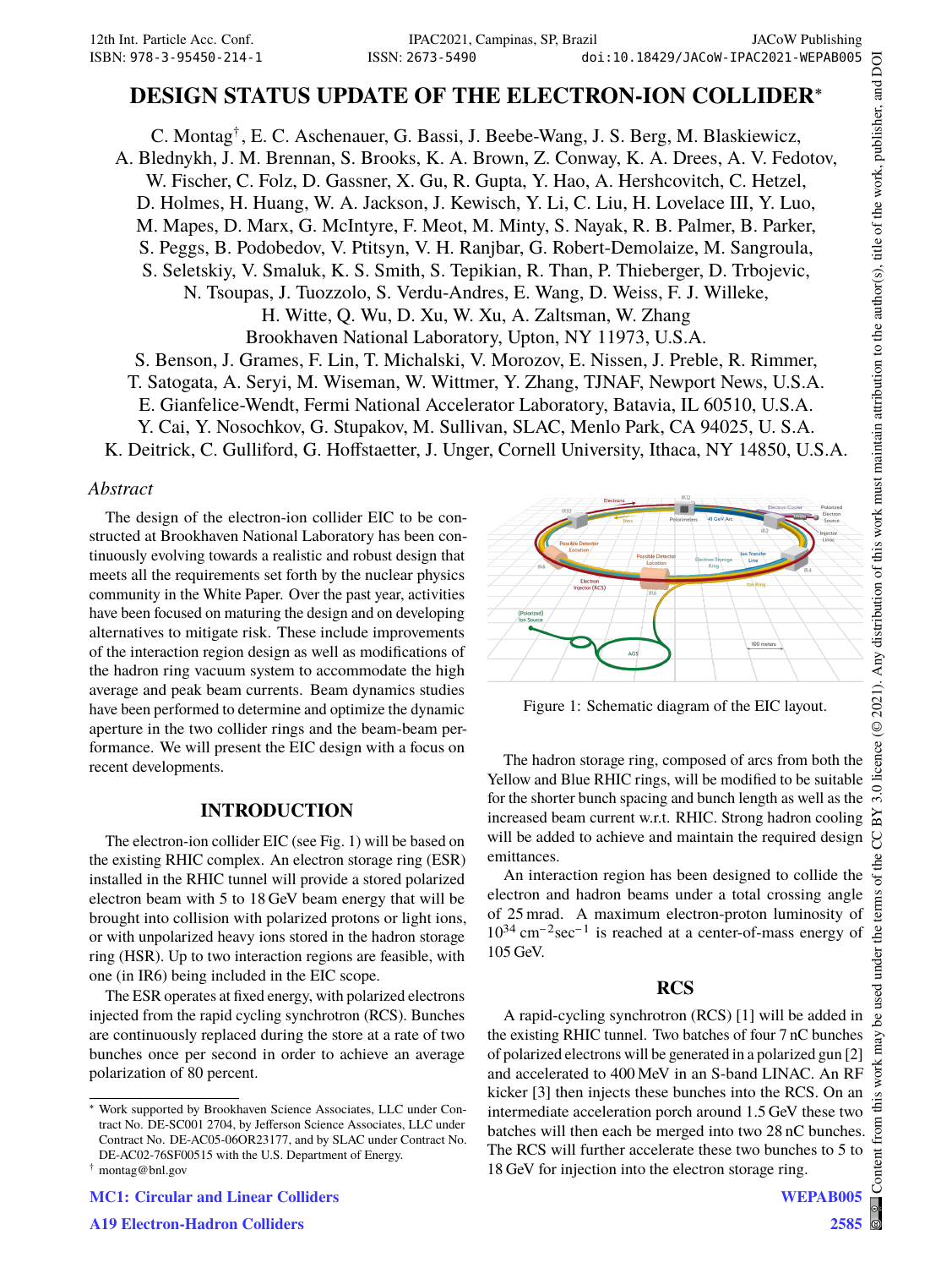# DESIGN STATUS UPDATE OF THE ELECTRON-ION COLLIDER*

C. Montag†, E. C. Aschenauer, G. Bassi, J. Beebe-Wang, J. S. Berg, M. Blaskiewicz, A. Blednykh, J. M. Brennan, S. Brooks, K. A. Brown, Z. Conway, K. A. Drees, A. V. Fedotov, W. Fischer, C. Folz, D. Gassner, X. Gu, R. Gupta, Y. Hao, A. Hershcovitch, C. Hetzel, D. Holmes, H. Huang, W. A. Jackson, J. Kewisch, Y. Li, C. Liu, H. Lovelace III, Y. Luo, M. Mapes, D. Marx, G. McIntyre, F. Meot, M. Minty, S. Nayak, R. B. Palmer, B. Parker, S. Peggs, B. Podobedov, V. Ptitsyn, V. H. Ranjbar, G. Robert-Demolaize, M. Sangroula, S. Seletskiy, V. Smaluk, K. S. Smith, S. Tepikian, R. Than, P. Thieberger, D. Trbojevic, N. Tsoupas, J. Tuozzolo, S. Verdu-Andres, E. Wang, D. Weiss, F. J. Willeke, H. Witte, Q. Wu, D. Xu, W. Xu, A. Zaltsman, W. Zhang
Brookhaven National Laboratory, Upton, NY 11973, U.S.A.
S. Benson, J. Grames, F. Lin, T. Michalski, V. Morozov, E. Nissen, J. Preble, R. Rimmer, T. Satogata, A. Seryi, M. Wiseman, W. Wittmer, Y. Zhang, TJNAF, Newport News, U.S.A.
E. Gianfelice-Wendt, Fermi National Accelerator Laboratory, Batavia, IL 60510, U.S.A.
Y. Cai, Y. Nosochkov, G. Stupakov, M. Sullivan, SLAC, Menlo Park, CA 94025, U. S.A.
K. Deitrick, C. Gulliford, G. Hoffstaetter, J. Unger, Cornell University, Ithaca, NY 14850, U.S.A.

*Abstract*

The design of the electron-ion collider EIC to be constructed at Brookhaven National Laboratory has been continuously evolving towards a realistic and robust design that meets all the requirements set forth by the nuclear physics community in the White Paper. Over the past year, activities have been focused on maturing the design and on developing alternatives to mitigate risk. These include improvements of the interaction region design as well as modifications of the hadron ring vacuum system to accommodate the high average and peak beam currents. Beam dynamics studies have been performed to determine and optimize the dynamic aperture in the two collider rings and the beam-beam performance. We will present the EIC design with a focus on recent developments.

## INTRODUCTION

The electron-ion collider EIC (see Fig. 1) will be based on the existing RHIC complex. An electron storage ring (ESR) installed in the RHIC tunnel will provide a stored polarized electron beam with 5 to 18 GeV beam energy that will be brought into collision with polarized protons or light ions, or with unpolarized heavy ions stored in the hadron storage ring (HSR). Up to two interaction regions are feasible, with one (in IR6) being included in the EIC scope.

The ESR operates at fixed energy, with polarized electrons injected from the rapid cycling synchrotron (RCS). Bunches are continuously replaced during the store at a rate of two bunches once per second in order to achieve an average polarization of 80 percent.

Figure 1: Schematic diagram of the EIC layout.

The hadron storage ring, composed of arcs from both the Yellow and Blue RHIC rings, will be modified to be suitable for the shorter bunch spacing and bunch length as well as the increased beam current w.r.t. RHIC. Strong hadron cooling will be added to achieve and maintain the required design emittances.

An interaction region has been designed to collide the electron and hadron beams under a total crossing angle of 25 mrad. A maximum electron-proton luminosity of $10^{34}\,\mathrm{cm^{-2}sec^{-1}}$ is reached at a center-of-mass energy of 105 GeV.

## RCS

A rapid-cycling synchrotron (RCS) [1] will be added in the existing RHIC tunnel. Two batches of four 7 nC bunches of polarized electrons will be generated in a polarized gun [2] and accelerated to 400 MeV in an S-band LINAC. An RF kicker [3] then injects these bunches into the RCS. On an intermediate acceleration porch around 1.5 GeV these two batches will then each be merged into two 28 nC bunches. The RCS will further accelerate these two bunches to 5 to 18 GeV for injection into the electron storage ring.

---
* Work supported by Brookhaven Science Associates, LLC under Contract No. DE-SC001 2704, by Jefferson Science Associates, LLC under Contract No. DE-AC05-06OR23177, and by SLAC under Contract No. DE-AC02-76SF00515 with the U.S. Department of Energy.
† montag@bnl.gov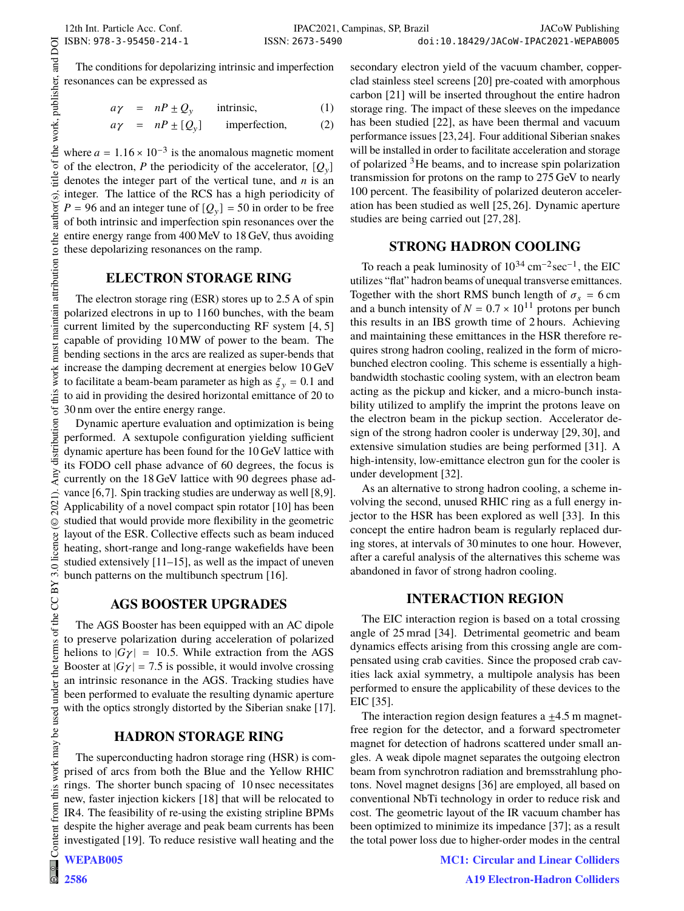The conditions for depolarizing intrinsic and imperfection resonances can be expressed as

$$a\gamma = nP \pm Q_y \qquad \text{intrinsic,} \tag{1}$$

$$a\gamma = nP \pm [Q_y] \qquad \text{imperfection,} \tag{2}$$

where $a = 1.16 \times 10^{-3}$ is the anomalous magnetic moment of the electron, $P$ the periodicity of the accelerator, $[Q_y]$ denotes the integer part of the vertical tune, and $n$ is an integer. The lattice of the RCS has a high periodicity of $P = 96$ and an integer tune of $[Q_y] = 50$ in order to be free of both intrinsic and imperfection spin resonances over the entire energy range from 400 MeV to 18 GeV, thus avoiding these depolarizing resonances on the ramp.

## ELECTRON STORAGE RING

The electron storage ring (ESR) stores up to 2.5 A of spin polarized electrons in up to 1160 bunches, with the beam current limited by the superconducting RF system [4, 5] capable of providing 10 MW of power to the beam. The bending sections in the arcs are realized as super-bends that increase the damping decrement at energies below 10 GeV to facilitate a beam-beam parameter as high as $\xi_y = 0.1$ and to aid in providing the desired horizontal emittance of 20 to 30 nm over the entire energy range.

Dynamic aperture evaluation and optimization is being performed. A sextupole configuration yielding sufficient dynamic aperture has been found for the 10 GeV lattice with its FODO cell phase advance of 60 degrees, the focus is currently on the 18 GeV lattice with 90 degrees phase advance [6,7]. Spin tracking studies are underway as well [8,9]. Applicability of a novel compact spin rotator [10] has been studied that would provide more flexibility in the geometric layout of the ESR. Collective effects such as beam induced heating, short-range and long-range wakefields have been studied extensively [11–15], as well as the impact of uneven bunch patterns on the multibunch spectrum [16].

## AGS BOOSTER UPGRADES

The AGS Booster has been equipped with an AC dipole to preserve polarization during acceleration of polarized helions to $|G\gamma| = 10.5$. While extraction from the AGS Booster at $|G\gamma| = 7.5$ is possible, it would involve crossing an intrinsic resonance in the AGS. Tracking studies have been performed to evaluate the resulting dynamic aperture with the optics strongly distorted by the Siberian snake [17].

## HADRON STORAGE RING

The superconducting hadron storage ring (HSR) is comprised of arcs from both the Blue and the Yellow RHIC rings. The shorter bunch spacing of 10 nsec necessitates new, faster injection kickers [18] that will be relocated to IR4. The feasibility of re-using the existing stripline BPMs despite the higher average and peak beam currents has been investigated [19]. To reduce resistive wall heating and the secondary electron yield of the vacuum chamber, copper-clad stainless steel screens [20] pre-coated with amorphous carbon [21] will be inserted throughout the entire hadron storage ring. The impact of these sleeves on the impedance has been studied [22], as have been thermal and vacuum performance issues [23,24]. Four additional Siberian snakes will be installed in order to facilitate acceleration and storage of polarized $^3$He beams, and to increase spin polarization transmission for protons on the ramp to 275 GeV to nearly 100 percent. The feasibility of polarized deuteron acceleration has been studied as well [25, 26]. Dynamic aperture studies are being carried out [27,28].

## STRONG HADRON COOLING

To reach a peak luminosity of $10^{34}\,\text{cm}^{-2}\text{sec}^{-1}$, the EIC utilizes "flat" hadron beams of unequal transverse emittances. Together with the short RMS bunch length of $\sigma_s = 6$ cm and a bunch intensity of $N = 0.7 \times 10^{11}$ protons per bunch this results in an IBS growth time of 2 hours. Achieving and maintaining these emittances in the HSR therefore requires strong hadron cooling, realized in the form of micro-bunched electron cooling. This scheme is essentially a high-bandwidth stochastic cooling system, with an electron beam acting as the pickup and kicker, and a micro-bunch instability utilized to amplify the imprint the protons leave on the electron beam in the pickup section. Accelerator design of the strong hadron cooler is underway [29, 30], and extensive simulation studies are being performed [31]. A high-intensity, low-emittance electron gun for the cooler is under development [32].

As an alternative to strong hadron cooling, a scheme involving the second, unused RHIC ring as a full energy injector to the HSR has been explored as well [33]. In this concept the entire hadron beam is regularly replaced during stores, at intervals of 30 minutes to one hour. However, after a careful analysis of the alternatives this scheme was abandoned in favor of strong hadron cooling.

## INTERACTION REGION

The EIC interaction region is based on a total crossing angle of 25 mrad [34]. Detrimental geometric and beam dynamics effects arising from this crossing angle are compensated using crab cavities. Since the proposed crab cavities lack axial symmetry, a multipole analysis has been performed to ensure the applicability of these devices to the EIC [35].

The interaction region design features a $\pm 4.5$ m magnet-free region for the detector, and a forward spectrometer magnet for detection of hadrons scattered under small angles. A weak dipole magnet separates the outgoing electron beam from synchrotron radiation and bremsstrahlung photons. Novel magnet designs [36] are employed, all based on conventional NbTi technology in order to reduce risk and cost. The geometric layout of the IR vacuum chamber has been optimized to minimize its impedance [37]; as a result the total power loss due to higher-order modes in the central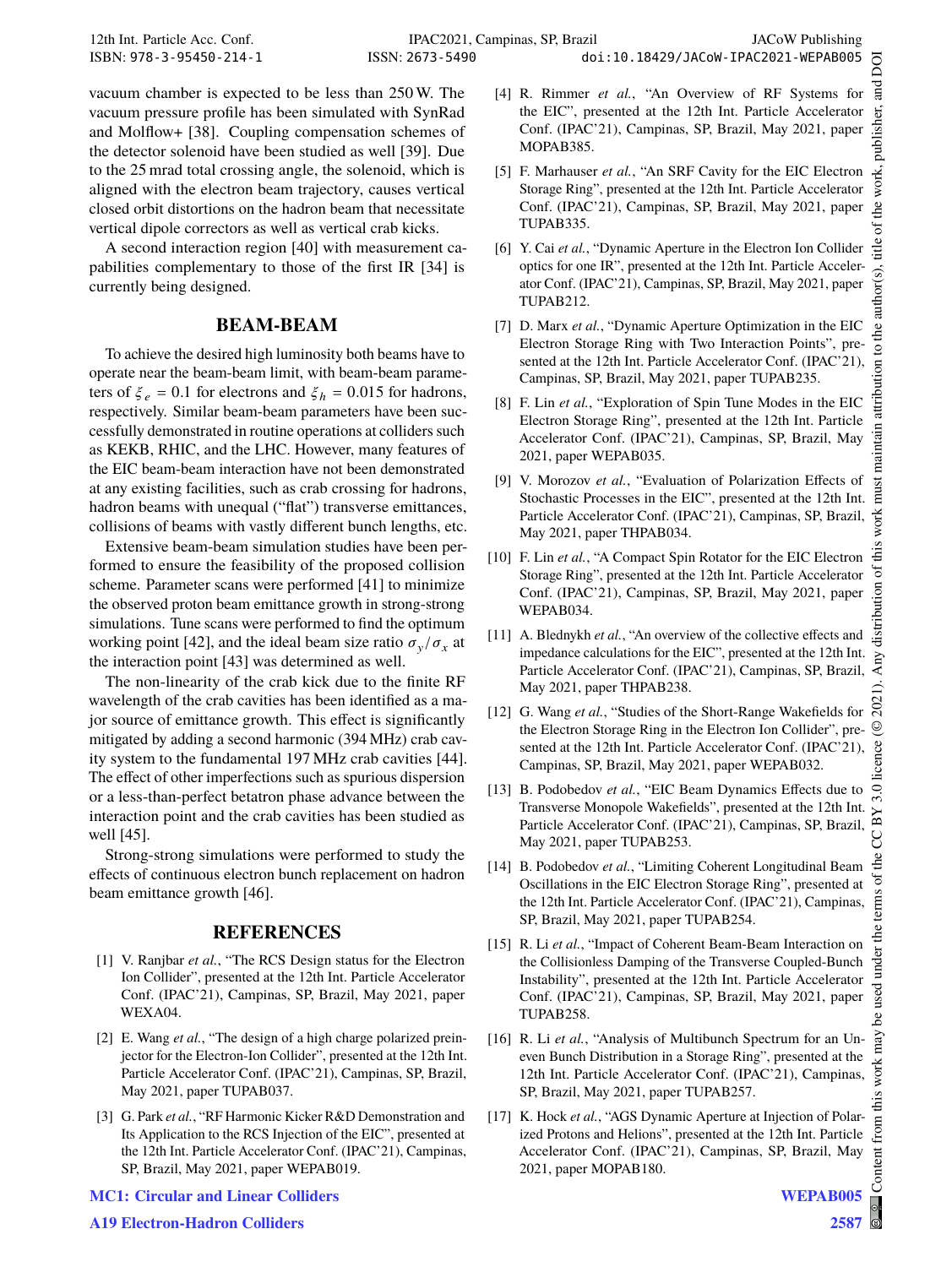vacuum chamber is expected to be less than 250 W. The vacuum pressure profile has been simulated with SynRad and Molflow+ [38]. Coupling compensation schemes of the detector solenoid have been studied as well [39]. Due to the 25 mrad total crossing angle, the solenoid, which is aligned with the electron beam trajectory, causes vertical closed orbit distortions on the hadron beam that necessitate vertical dipole correctors as well as vertical crab kicks.

A second interaction region [40] with measurement capabilities complementary to those of the first IR [34] is currently being designed.

## BEAM-BEAM

To achieve the desired high luminosity both beams have to operate near the beam-beam limit, with beam-beam parameters of $\xi_e = 0.1$ for electrons and $\xi_h = 0.015$ for hadrons, respectively. Similar beam-beam parameters have been successfully demonstrated in routine operations at colliders such as KEKB, RHIC, and the LHC. However, many features of the EIC beam-beam interaction have not been demonstrated at any existing facilities, such as crab crossing for hadrons, hadron beams with unequal ("flat") transverse emittances, collisions of beams with vastly different bunch lengths, etc.

Extensive beam-beam simulation studies have been performed to ensure the feasibility of the proposed collision scheme. Parameter scans were performed [41] to minimize the observed proton beam emittance growth in strong-strong simulations. Tune scans were performed to find the optimum working point [42], and the ideal beam size ratio $\sigma_y/\sigma_x$ at the interaction point [43] was determined as well.

The non-linearity of the crab kick due to the finite RF wavelength of the crab cavities has been identified as a major source of emittance growth. This effect is significantly mitigated by adding a second harmonic (394 MHz) crab cavity system to the fundamental 197 MHz crab cavities [44]. The effect of other imperfections such as spurious dispersion or a less-than-perfect betatron phase advance between the interaction point and the crab cavities has been studied as well [45].

Strong-strong simulations were performed to study the effects of continuous electron bunch replacement on hadron beam emittance growth [46].

## REFERENCES

[1] V. Ranjbar *et al.*, "The RCS Design status for the Electron Ion Collider", presented at the 12th Int. Particle Accelerator Conf. (IPAC'21), Campinas, SP, Brazil, May 2021, paper WEXA04.

[2] E. Wang *et al.*, "The design of a high charge polarized preinjector for the Electron-Ion Collider", presented at the 12th Int. Particle Accelerator Conf. (IPAC'21), Campinas, SP, Brazil, May 2021, paper TUPAB037.

[3] G. Park *et al.*, "RF Harmonic Kicker R&D Demonstration and Its Application to the RCS Injection of the EIC", presented at the 12th Int. Particle Accelerator Conf. (IPAC'21), Campinas, SP, Brazil, May 2021, paper WEPAB019.

[4] R. Rimmer *et al.*, "An Overview of RF Systems for the EIC", presented at the 12th Int. Particle Accelerator Conf. (IPAC'21), Campinas, SP, Brazil, May 2021, paper MOPAB385.

[5] F. Marhauser *et al.*, "An SRF Cavity for the EIC Electron Storage Ring", presented at the 12th Int. Particle Accelerator Conf. (IPAC'21), Campinas, SP, Brazil, May 2021, paper TUPAB335.

[6] Y. Cai *et al.*, "Dynamic Aperture in the Electron Ion Collider optics for one IR", presented at the 12th Int. Particle Accelerator Conf. (IPAC'21), Campinas, SP, Brazil, May 2021, paper TUPAB212.

[7] D. Marx *et al.*, "Dynamic Aperture Optimization in the EIC Electron Storage Ring with Two Interaction Points", presented at the 12th Int. Particle Accelerator Conf. (IPAC'21), Campinas, SP, Brazil, May 2021, paper TUPAB235.

[8] F. Lin *et al.*, "Exploration of Spin Tune Modes in the EIC Electron Storage Ring", presented at the 12th Int. Particle Accelerator Conf. (IPAC'21), Campinas, SP, Brazil, May 2021, paper WEPAB035.

[9] V. Morozov *et al.*, "Evaluation of Polarization Effects of Stochastic Processes in the EIC", presented at the 12th Int. Particle Accelerator Conf. (IPAC'21), Campinas, SP, Brazil, May 2021, paper THPAB034.

[10] F. Lin *et al.*, "A Compact Spin Rotator for the EIC Electron Storage Ring", presented at the 12th Int. Particle Accelerator Conf. (IPAC'21), Campinas, SP, Brazil, May 2021, paper WEPAB034.

[11] A. Blednykh *et al.*, "An overview of the collective effects and impedance calculations for the EIC", presented at the 12th Int. Particle Accelerator Conf. (IPAC'21), Campinas, SP, Brazil, May 2021, paper THPAB238.

[12] G. Wang *et al.*, "Studies of the Short-Range Wakefields for the Electron Storage Ring in the Electron Ion Collider", presented at the 12th Int. Particle Accelerator Conf. (IPAC'21), Campinas, SP, Brazil, May 2021, paper WEPAB032.

[13] B. Podobedov *et al.*, "EIC Beam Dynamics Effects due to Transverse Monopole Wakefields", presented at the 12th Int. Particle Accelerator Conf. (IPAC'21), Campinas, SP, Brazil, May 2021, paper TUPAB253.

[14] B. Podobedov *et al.*, "Limiting Coherent Longitudinal Beam Oscillations in the EIC Electron Storage Ring", presented at the 12th Int. Particle Accelerator Conf. (IPAC'21), Campinas, SP, Brazil, May 2021, paper TUPAB254.

[15] R. Li *et al.*, "Impact of Coherent Beam-Beam Interaction on the Collisionless Damping of the Transverse Coupled-Bunch Instability", presented at the 12th Int. Particle Accelerator Conf. (IPAC'21), Campinas, SP, Brazil, May 2021, paper TUPAB258.

[16] R. Li *et al.*, "Analysis of Multibunch Spectrum for an Uneven Bunch Distribution in a Storage Ring", presented at the 12th Int. Particle Accelerator Conf. (IPAC'21), Campinas, SP, Brazil, May 2021, paper TUPAB257.

[17] K. Hock *et al.*, "AGS Dynamic Aperture at Injection of Polarized Protons and Helions", presented at the 12th Int. Particle Accelerator Conf. (IPAC'21), Campinas, SP, Brazil, May 2021, paper MOPAB180.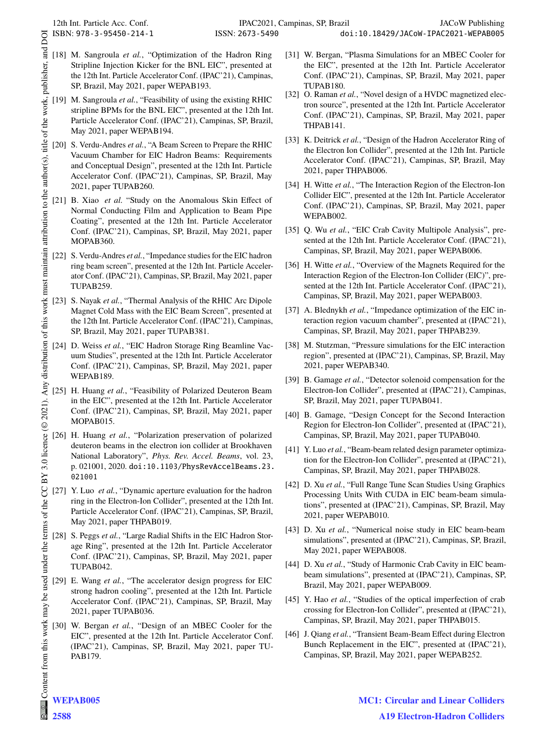[18] M. Sangroula *et al.*, "Optimization of the Hadron Ring Stripline Injection Kicker for the BNL EIC", presented at the 12th Int. Particle Accelerator Conf. (IPAC'21), Campinas, SP, Brazil, May 2021, paper WEPAB193.

[19] M. Sangroula *et al.*, "Feasibility of using the existing RHIC stripline BPMs for the BNL EIC", presented at the 12th Int. Particle Accelerator Conf. (IPAC'21), Campinas, SP, Brazil, May 2021, paper WEPAB194.

[20] S. Verdu-Andres *et al.*, "A Beam Screen to Prepare the RHIC Vacuum Chamber for EIC Hadron Beams: Requirements and Conceptual Design", presented at the 12th Int. Particle Accelerator Conf. (IPAC'21), Campinas, SP, Brazil, May 2021, paper TUPAB260.

[21] B. Xiao *et al.* "Study on the Anomalous Skin Effect of Normal Conducting Film and Application to Beam Pipe Coating", presented at the 12th Int. Particle Accelerator Conf. (IPAC'21), Campinas, SP, Brazil, May 2021, paper MOPAB360.

[22] S. Verdu-Andres *et al.*, "Impedance studies for the EIC hadron ring beam screen", presented at the 12th Int. Particle Accelerator Conf. (IPAC'21), Campinas, SP, Brazil, May 2021, paper TUPAB259.

[23] S. Nayak *et al.*, "Thermal Analysis of the RHIC Arc Dipole Magnet Cold Mass with the EIC Beam Screen", presented at the 12th Int. Particle Accelerator Conf. (IPAC'21), Campinas, SP, Brazil, May 2021, paper TUPAB381.

[24] D. Weiss *et al.*, "EIC Hadron Storage Ring Beamline Vacuum Studies", presented at the 12th Int. Particle Accelerator Conf. (IPAC'21), Campinas, SP, Brazil, May 2021, paper WEPAB189.

[25] H. Huang *et al.*, "Feasibility of Polarized Deuteron Beam in the EIC", presented at the 12th Int. Particle Accelerator Conf. (IPAC'21), Campinas, SP, Brazil, May 2021, paper MOPAB015.

[26] H. Huang *et al.*, "Polarization preservation of polarized deuteron beams in the electron ion collider at Brookhaven National Laboratory", *Phys. Rev. Accel. Beams*, vol. 23, p. 021001, 2020. doi:10.1103/PhysRevAccelBeams.23.021001

[27] Y. Luo *et al.*, "Dynamic aperture evaluation for the hadron ring in the Electron-Ion Collider", presented at the 12th Int. Particle Accelerator Conf. (IPAC'21), Campinas, SP, Brazil, May 2021, paper THPAB019.

[28] S. Peggs *et al.*, "Large Radial Shifts in the EIC Hadron Storage Ring", presented at the 12th Int. Particle Accelerator Conf. (IPAC'21), Campinas, SP, Brazil, May 2021, paper TUPAB042.

[29] E. Wang *et al.*, "The accelerator design progress for EIC strong hadron cooling", presented at the 12th Int. Particle Accelerator Conf. (IPAC'21), Campinas, SP, Brazil, May 2021, paper TUPAB036.

[30] W. Bergan *et al.*, "Design of an MBEC Cooler for the EIC", presented at the 12th Int. Particle Accelerator Conf. (IPAC'21), Campinas, SP, Brazil, May 2021, paper TUPAB179.

[31] W. Bergan, "Plasma Simulations for an MBEC Cooler for the EIC", presented at the 12th Int. Particle Accelerator Conf. (IPAC'21), Campinas, SP, Brazil, May 2021, paper TUPAB180.

[32] O. Raman *et al.*, "Novel design of a HVDC magnetized electron source", presented at the 12th Int. Particle Accelerator Conf. (IPAC'21), Campinas, SP, Brazil, May 2021, paper THPAB141.

[33] K. Deitrick *et al.*, "Design of the Hadron Accelerator Ring of the Electron Ion Collider", presented at the 12th Int. Particle Accelerator Conf. (IPAC'21), Campinas, SP, Brazil, May 2021, paper THPAB006.

[34] H. Witte *et al.*, "The Interaction Region of the Electron-Ion Collider EIC", presented at the 12th Int. Particle Accelerator Conf. (IPAC'21), Campinas, SP, Brazil, May 2021, paper WEPAB002.

[35] Q. Wu *et al.*, "EIC Crab Cavity Multipole Analysis", presented at the 12th Int. Particle Accelerator Conf. (IPAC'21), Campinas, SP, Brazil, May 2021, paper WEPAB006.

[36] H. Witte *et al.*, "Overview of the Magnets Required for the Interaction Region of the Electron-Ion Collider (EIC)", presented at the 12th Int. Particle Accelerator Conf. (IPAC'21), Campinas, SP, Brazil, May 2021, paper WEPAB003.

[37] A. Blednykh *et al.*, "Impedance optimization of the EIC interaction region vacuum chamber", presented at (IPAC'21), Campinas, SP, Brazil, May 2021, paper THPAB239.

[38] M. Stutzman, "Pressure simulations for the EIC interaction region", presented at (IPAC'21), Campinas, SP, Brazil, May 2021, paper WEPAB340.

[39] B. Gamage *et al.*, "Detector solenoid compensation for the Electron-Ion Collider", presented at (IPAC'21), Campinas, SP, Brazil, May 2021, paper TUPAB041.

[40] B. Gamage, "Design Concept for the Second Interaction Region for Electron-Ion Collider", presented at (IPAC'21), Campinas, SP, Brazil, May 2021, paper TUPAB040.

[41] Y. Luo *et al.*, "Beam-beam related design parameter optimization for the Electron-Ion Collider", presented at (IPAC'21), Campinas, SP, Brazil, May 2021, paper THPAB028.

[42] D. Xu *et al.*, "Full Range Tune Scan Studies Using Graphics Processing Units With CUDA in EIC beam-beam simulations", presented at (IPAC'21), Campinas, SP, Brazil, May 2021, paper WEPAB010.

[43] D. Xu *et al.*, "Numerical noise study in EIC beam-beam simulations", presented at (IPAC'21), Campinas, SP, Brazil, May 2021, paper WEPAB008.

[44] D. Xu *et al.*, "Study of Harmonic Crab Cavity in EIC beam-beam simulations", presented at (IPAC'21), Campinas, SP, Brazil, May 2021, paper WEPAB009.

[45] Y. Hao *et al.*, "Studies of the optical imperfection of crab crossing for Electron-Ion Collider", presented at (IPAC'21), Campinas, SP, Brazil, May 2021, paper THPAB015.

[46] J. Qiang *et al.*, "Transient Beam-Beam Effect during Electron Bunch Replacement in the EIC", presented at (IPAC'21), Campinas, SP, Brazil, May 2021, paper WEPAB252.